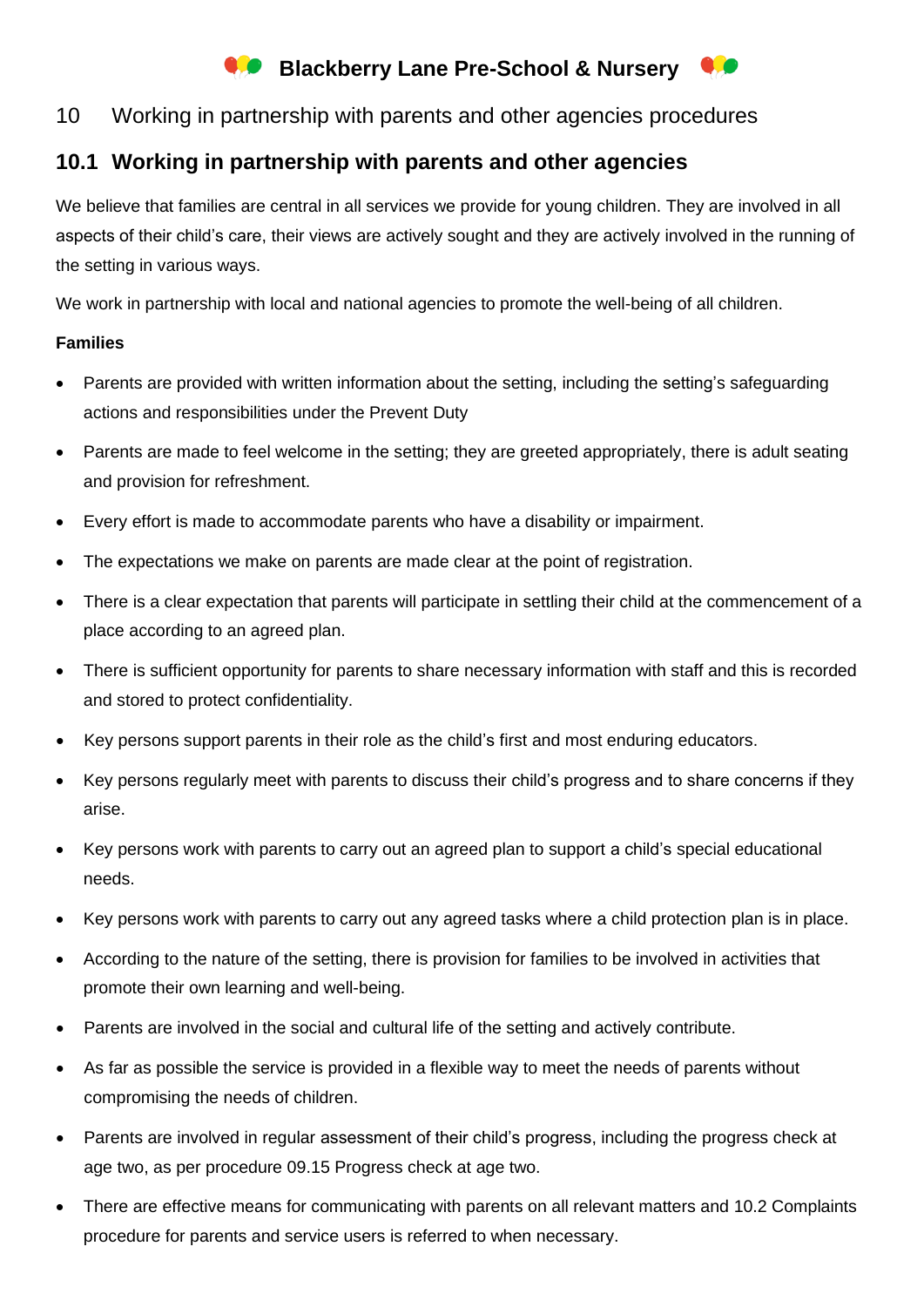# Blackberry Lane Pre-School & Nursery

## 10 Working in partnership with parents and other agencies procedures

### 10.1 Working in partnership with parents and other agencies

We believe that families are central in all services we provide for young children. They are involved in all aspects of their child's care, their views are actively sought and they are actively involved in the running of the setting in various ways.

We work in partnership with local and national agencies to promote the well-being of all children.

**Families**

- Parents are provided with written information about the setting, including the setting's safeguarding actions and responsibilities under the Prevent Duty
- Parents are made to feel welcome in the setting; they are greeted appropriately, there is adult seating and provision for refreshment.
- Every effort is made to accommodate parents who have a disability or impairment.
- The expectations we make on parents are made clear at the point of registration.
- There is a clear expectation that parents will participate in settling their child at the commencement of a place according to an agreed plan.
- There is sufficient opportunity for parents to share necessary information with staff and this is recorded and stored to protect confidentiality.
- Key persons support parents in their role as the child's first and most enduring educators.
- Key persons regularly meet with parents to discuss their child's progress and to share concerns if they arise.
- Key persons work with parents to carry out an agreed plan to support a child's special educational needs.
- Key persons work with parents to carry out any agreed tasks where a child protection plan is in place.
- According to the nature of the setting, there is provision for families to be involved in activities that promote their own learning and well-being.
- Parents are involved in the social and cultural life of the setting and actively contribute.
- As far as possible the service is provided in a flexible way to meet the needs of parents without compromising the needs of children.
- Parents are involved in regular assessment of their child's progress, including the progress check at age two, as per procedure 09.15 Progress check at age two.
- There are effective means for communicating with parents on all relevant matters and 10.2 Complaints procedure for parents and service users is referred to when necessary.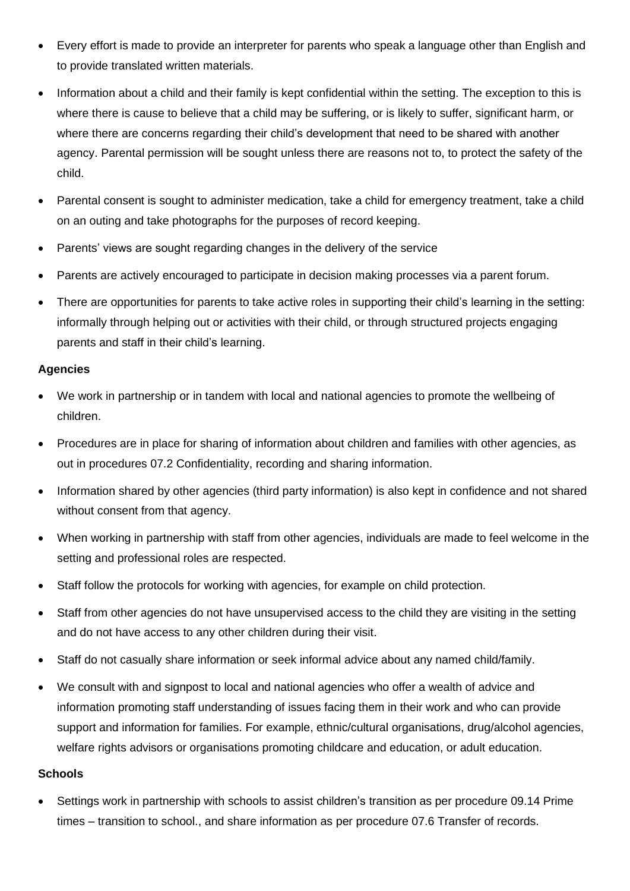- Every effort is made to provide an interpreter for parents who speak a language other than English and to provide translated written materials.
- Information about a child and their family is kept confidential within the setting. The exception to this is where there is cause to believe that a child may be suffering, or is likely to suffer, significant harm, or where there are concerns regarding their child's development that need to be shared with another agency. Parental permission will be sought unless there are reasons not to, to protect the safety of the child.
- Parental consent is sought to administer medication, take a child for emergency treatment, take a child on an outing and take photographs for the purposes of record keeping.
- Parents' views are sought regarding changes in the delivery of the service
- Parents are actively encouraged to participate in decision making processes via a parent forum.
- There are opportunities for parents to take active roles in supporting their child's learning in the setting: informally through helping out or activities with their child, or through structured projects engaging parents and staff in their child's learning.

**Agencies**

- We work in partnership or in tandem with local and national agencies to promote the wellbeing of children.
- Procedures are in place for sharing of information about children and families with other agencies, as out in procedures 07.2 Confidentiality, recording and sharing information.
- Information shared by other agencies (third party information) is also kept in confidence and not shared without consent from that agency.
- When working in partnership with staff from other agencies, individuals are made to feel welcome in the setting and professional roles are respected.
- Staff follow the protocols for working with agencies, for example on child protection.
- Staff from other agencies do not have unsupervised access to the child they are visiting in the setting and do not have access to any other children during their visit.
- Staff do not casually share information or seek informal advice about any named child/family.
- We consult with and signpost to local and national agencies who offer a wealth of advice and information promoting staff understanding of issues facing them in their work and who can provide support and information for families. For example, ethnic/cultural organisations, drug/alcohol agencies, welfare rights advisors or organisations promoting childcare and education, or adult education.

**Schools**

- Settings work in partnership with schools to assist children's transition as per procedure 09.14 Prime times – transition to school., and share information as per procedure 07.6 Transfer of records.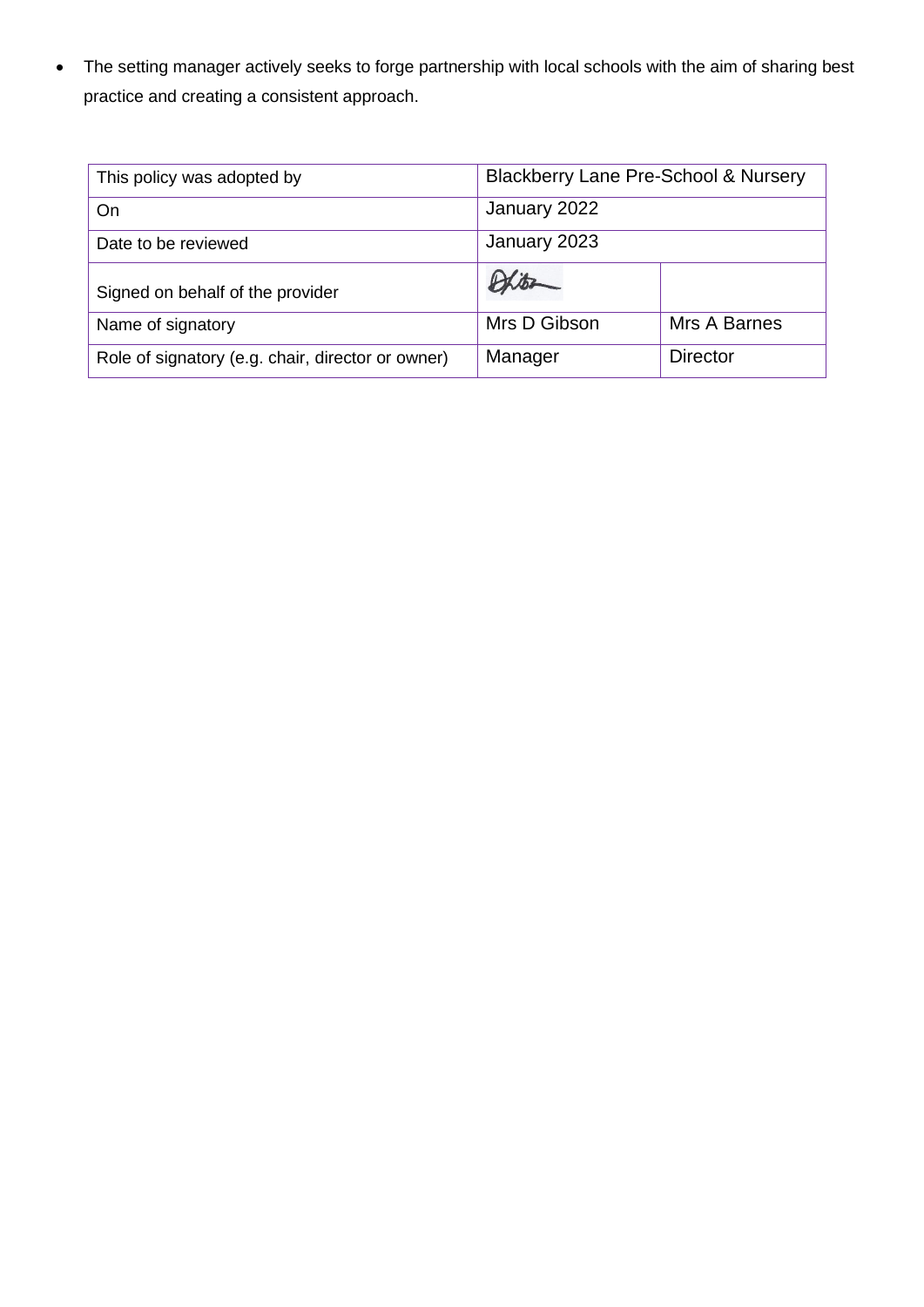- The setting manager actively seeks to forge partnership with local schools with the aim of sharing best practice and creating a consistent approach.

| | | |
|---|---|---|
| This policy was adopted by | Blackberry Lane Pre-School & Nursery | |
| On | January 2022 | |
| Date to be reviewed | January 2023 | |
| Signed on behalf of the provider | | |
| Name of signatory | Mrs D Gibson | Mrs A Barnes |
| Role of signatory (e.g. chair, director or owner) | Manager | Director |